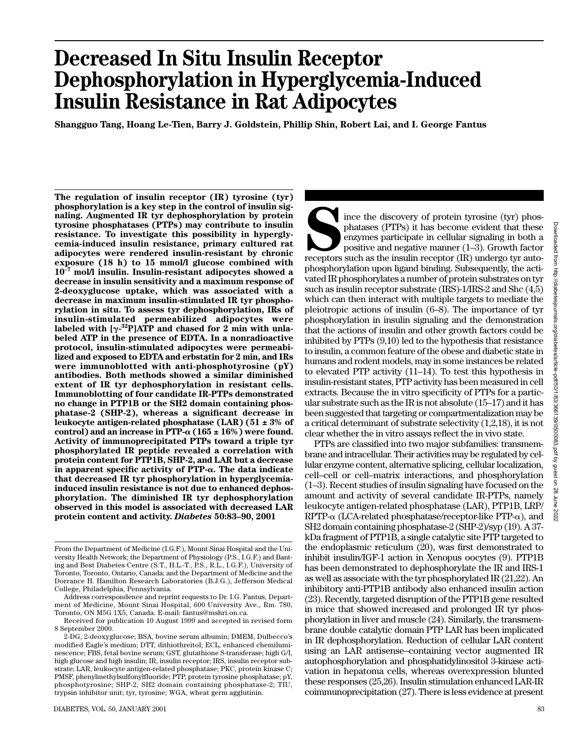# Decreased In Situ Insulin Receptor Dephosphorylation in Hyperglycemia-Induced Insulin Resistance in Rat Adipocytes

**Shangguo Tang, Hoang Le-Tien, Barry J. Goldstein, Phillip Shin, Robert Lai, and I. George Fantus**

**The regulation of insulin receptor (IR) tyrosine (tyr) phosphorylation is a key step in the control of insulin signaling. Augmented IR tyr dephosphorylation by protein tyrosine phosphatases (PTPs) may contribute to insulin resistance. To investigate this possibility in hyperglycemia-induced insulin resistance, primary cultured rat adipocytes were rendered insulin-resistant by chronic exposure (18 h) to 15 mmol/l glucose combined with $10^{-7}$ mol/l insulin. Insulin-resistant adipocytes showed a decrease in insulin sensitivity and a maximum response of 2-deoxyglucose uptake, which was associated with a decrease in maximum insulin-stimulated IR tyr phosphorylation in situ. To assess tyr dephosphorylation, IRs of insulin-stimulated permeabilized adipocytes were labeled with [$\gamma$-$^{32}$P]ATP and chased for 2 min with unlabeled ATP in the presence of EDTA. In a nonradioactive protocol, insulin-stimulated adipocytes were permeabilized and exposed to EDTA and erbstatin for 2 min, and IRs were immunoblotted with anti-phosphotyrosine (pY) antibodies. Both methods showed a similar diminished extent of IR tyr dephosphorylation in resistant cells. Immunoblotting of four candidate IR-PTPs demonstrated no change in PTP1B or the SH2 domain containing phosphatase-2 (SHP-2), whereas a significant decrease in leukocyte antigen-related phosphatase (LAR) (51 ± 3% of control) and an increase in PTP-α (165 ± 16%) were found. Activity of immunoprecipitated PTPs toward a triple tyr phosphorylated IR peptide revealed a correlation with protein content for PTP1B, SHP-2, and LAR but a decrease in apparent specific activity of PTP-α. The data indicate that decreased IR tyr phosphorylation in hyperglycemia-induced insulin resistance is not due to enhanced dephosphorylation. The diminished IR tyr dephosphorylation observed in this model is associated with decreased LAR protein content and activity.** ***Diabetes* 50:83–90, 2001**

From the Department of Medicine (I.G.F.), Mount Sinai Hospital and the University Health Network; the Department of Physiology (P.S., I.G.F.) and Banting and Best Diabetes Centre (S.T., H.L.-T., P.S., R.L., I.G.F.), University of Toronto, Toronto, Ontario, Canada; and the Department of Medicine and the Dorrance H. Hamilton Research Laboratories (B.J.G.), Jefferson Medical College, Philadelphia, Pennsylvania.

Address correspondence and reprint requests to Dr. I.G. Fantus, Department of Medicine, Mount Sinai Hospital, 600 University Ave., Rm. 780, Toronto, ON M5G 1X5, Canada. E-mail: fantus@mshri.on.ca.

Received for publication 10 August 1999 and accepted in revised form 8 September 2000.

2-DG, 2-deoxyglucose; BSA, bovine serum albumin; DMEM, Dulbecco's modified Eagle's medium; DTT, dithiothreitol; ECL, enhanced chemiluminescence; FBS, fetal bovine serum; GST, glutathione S-transferase; high G/I, high glucose and high insulin; IR, insulin receptor; IRS, insulin receptor substrate; LAR, leukocyte antigen-related phosphatase; PKC, protein kinase C; PMSF, phenylmethylsulfonylfluoride; PTP, protein tyrosine phosphatase; pY, phosphotyrosine; SHP-2, SH2 domain containing phosphatase-2; TIU, trypsin inhibitor unit; tyr, tyrosine; WGA, wheat germ agglutinin.

Since the discovery of protein tyrosine (tyr) phosphatases (PTPs) it has become evident that these enzymes participate in cellular signaling in both a positive and negative manner (1–3). Growth factor receptors such as the insulin receptor (IR) undergo tyr autophosphorylation upon ligand binding. Subsequently, the activated IR phosphorylates a number of protein substrates on tyr such as insulin receptor substrate (IRS)-1/IRS-2 and Shc (4,5) which can then interact with multiple targets to mediate the pleiotropic actions of insulin (6–8). The importance of tyr phosphorylation in insulin signaling and the demonstration that the actions of insulin and other growth factors could be inhibited by PTPs (9,10) led to the hypothesis that resistance to insulin, a common feature of the obese and diabetic state in humans and rodent models, may in some instances be related to elevated PTP activity (11–14). To test this hypothesis in insulin-resistant states, PTP activity has been measured in cell extracts. Because the in vitro specificity of PTPs for a particular substrate such as the IR is not absolute (15–17) and it has been suggested that targeting or compartmentalization may be a critical determinant of substrate selectivity (1,2,18), it is not clear whether the in vitro assays reflect the in vivo state.

PTPs are classified into two major subfamilies: transmembrane and intracellular. Their activities may be regulated by cellular enzyme content, alternative splicing, cellular localization, cell–cell or cell–matrix interactions, and phosphorylation (1–3). Recent studies of insulin signaling have focused on the amount and activity of several candidate IR-PTPs, namely leukocyte antigen-related phosphatase (LAR), PTP1B, LRP/RPTP-α (LCA-related phosphatase/receptor-like PTP-α), and SH2 domain containing phosphatase-2 (SHP-2)/syp (19). A 37-kDa fragment of PTP1B, a single catalytic site PTP targeted to the endoplasmic reticulum (20), was first demonstrated to inhibit insulin/IGF-1 action in Xenopus oocytes (9). PTP1B has been demonstrated to dephosphorylate the IR and IRS-1 as well as associate with the tyr phosphorylated IR (21,22). An inhibitory anti-PTP1B antibody also enhanced insulin action (23). Recently, targeted disruption of the PTP1B gene resulted in mice that showed increased and prolonged IR tyr phosphorylation in liver and muscle (24). Similarly, the transmembrane double catalytic domain PTP LAR has been implicated in IR dephosphorylation. Reduction of cellular LAR content using an LAR antisense–containing vector augmented IR autophosphorylation and phosphatidylinositol 3-kinase activation in hepatoma cells, whereas overexpression blunted these responses (25,26). Insulin stimulation enhanced LAR-IR coimmunoprecipitation (27). There is less evidence at present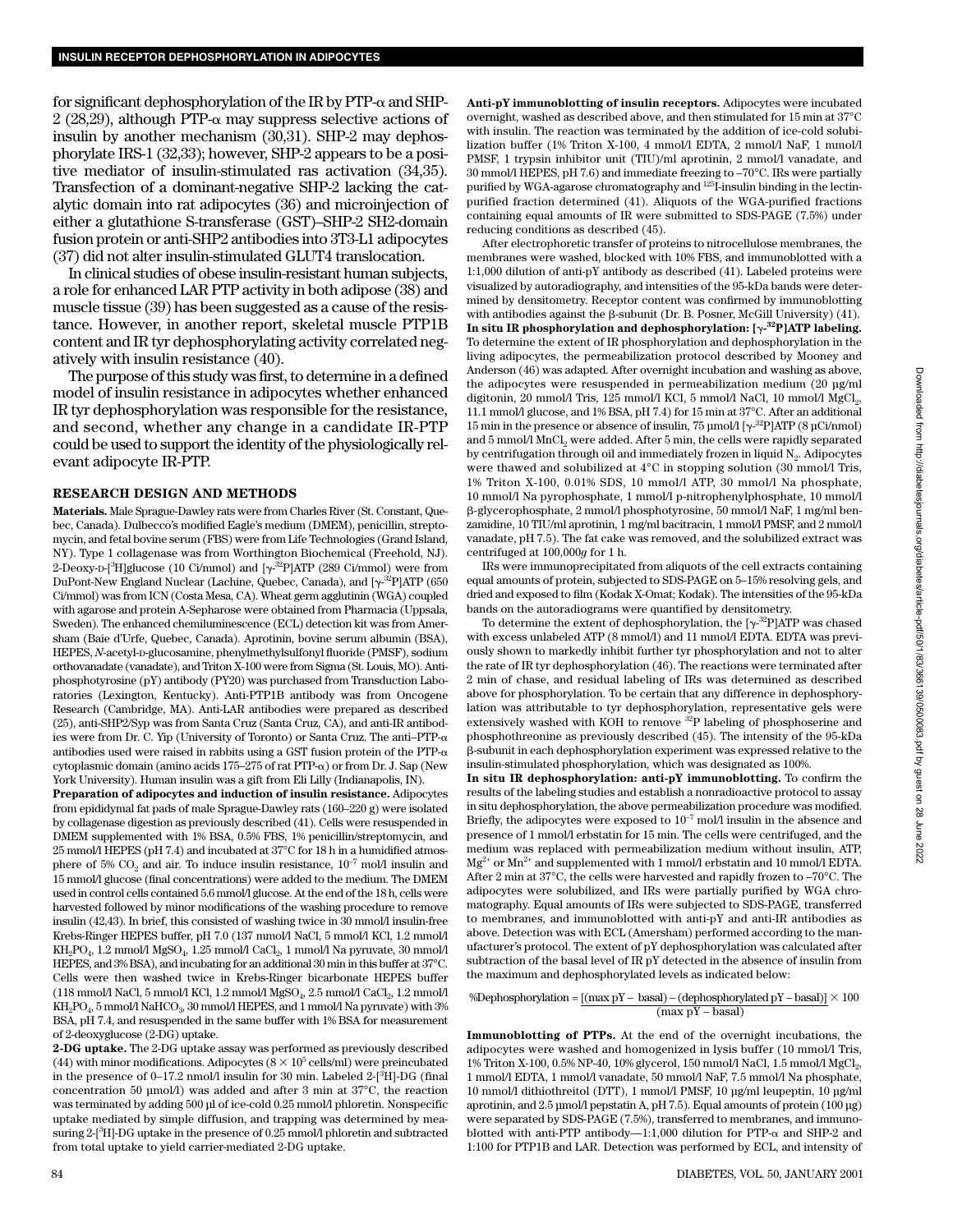for significant dephosphorylation of the IR by PTP-α and SHP-2 (28,29), although PTP-α may suppress selective actions of insulin by another mechanism (30,31). SHP-2 may dephosphorylate IRS-1 (32,33); however, SHP-2 appears to be a positive mediator of insulin-stimulated ras activation (34,35). Transfection of a dominant-negative SHP-2 lacking the catalytic domain into rat adipocytes (36) and microinjection of either a glutathione S-transferase (GST)–SHP-2 SH2-domain fusion protein or anti-SHP2 antibodies into 3T3-L1 adipocytes (37) did not alter insulin-stimulated GLUT4 translocation.

In clinical studies of obese insulin-resistant human subjects, a role for enhanced LAR PTP activity in both adipose (38) and muscle tissue (39) has been suggested as a cause of the resistance. However, in another report, skeletal muscle PTP1B content and IR tyr dephosphorylating activity correlated negatively with insulin resistance (40).

The purpose of this study was first, to determine in a defined model of insulin resistance in adipocytes whether enhanced IR tyr dephosphorylation was responsible for the resistance, and second, whether any change in a candidate IR-PTP could be used to support the identity of the physiologically relevant adipocyte IR-PTP.

## RESEARCH DESIGN AND METHODS

**Materials.** Male Sprague-Dawley rats were from Charles River (St. Constant, Quebec, Canada). Dulbecco's modified Eagle's medium (DMEM), penicillin, streptomycin, and fetal bovine serum (FBS) were from Life Technologies (Grand Island, NY). Type 1 collagenase was from Worthington Biochemical (Freehold, NJ). 2-Deoxy-D-[$^3$H]glucose (10 Ci/mmol) and [γ-$^{32}$P]ATP (289 Ci/mmol) were from DuPont-New England Nuclear (Lachine, Quebec, Canada), and [γ-$^{32}$P]ATP (650 Ci/mmol) was from ICN (Costa Mesa, CA). Wheat germ agglutinin (WGA) coupled with agarose and protein A-Sepharose were obtained from Pharmacia (Uppsala, Sweden). The enhanced chemiluminescence (ECL) detection kit was from Amersham (Baie d'Urfe, Quebec, Canada). Aprotinin, bovine serum albumin (BSA), HEPES, *N*-acetyl-D-glucosamine, phenylmethylsulfonyl fluoride (PMSF), sodium orthovanadate (vanadate), and Triton X-100 were from Sigma (St. Louis, MO). Antiphosphotyrosine (pY) antibody (PY20) was purchased from Transduction Laboratories (Lexington, Kentucky). Anti-PTP1B antibody was from Oncogene Research (Cambridge, MA). Anti-LAR antibodies were prepared as described (25), anti-SHP2/Syp was from Santa Cruz (Santa Cruz, CA), and anti-IR antibodies were from Dr. C. Yip (University of Toronto) or Santa Cruz. The anti–PTP-α antibodies used were raised in rabbits using a GST fusion protein of the PTP-α cytoplasmic domain (amino acids 175–275 of rat PTP-α) or from Dr. J. Sap (New York University). Human insulin was a gift from Eli Lilly (Indianapolis, IN).

**Preparation of adipocytes and induction of insulin resistance.** Adipocytes from epididymal fat pads of male Sprague-Dawley rats (160–220 g) were isolated by collagenase digestion as previously described (41). Cells were resuspended in DMEM supplemented with 1% BSA, 0.5% FBS, 1% penicillin/streptomycin, and 25 mmol/l HEPES (pH 7.4) and incubated at 37°C for 18 h in a humidified atmosphere of 5% $CO_2$ and air. To induce insulin resistance, $10^{-7}$ mol/l insulin and 15 mmol/l glucose (final concentrations) were added to the medium. The DMEM used in control cells contained 5.6 mmol/l glucose. At the end of the 18 h, cells were harvested followed by minor modifications of the washing procedure to remove insulin (42,43). In brief, this consisted of washing twice in 30 mmol/l insulin-free Krebs-Ringer HEPES buffer, pH 7.0 (137 mmol/l NaCl, 5 mmol/l KCl, 1.2 mmol/l $KH_2PO_4$, 1.2 mmol/l $MgSO_4$, 1.25 mmol/l $CaCl_2$, 1 mmol/l Na pyruvate, 30 mmol/l HEPES, and 3% BSA), and incubating for an additional 30 min in this buffer at 37°C. Cells were then washed twice in Krebs-Ringer bicarbonate HEPES buffer (118 mmol/l NaCl, 5 mmol/l KCl, 1.2 mmol/l $MgSO_4$, 2.5 mmol/l $CaCl_2$, 1.2 mmol/l $KH_2PO_4$, 5 mmol/l $NaHCO_3$, 30 mmol/l HEPES, and 1 mmol/l Na pyruvate) with 3% BSA, pH 7.4, and resuspended in the same buffer with 1% BSA for measurement of 2-deoxyglucose (2-DG) uptake.

**2-DG uptake.** The 2-DG uptake assay was performed as previously described (44) with minor modifications. Adipocytes ($8 \times 10^5$ cells/ml) were preincubated in the presence of 0–17.2 nmol/l insulin for 30 min. Labeled 2-[$^3$H]-DG (final concentration 50 µmol/l) was added and after 3 min at 37°C, the reaction was terminated by adding 500 µl of ice-cold 0.25 mmol/l phloretin. Nonspecific uptake mediated by simple diffusion, and trapping was determined by measuring 2-[$^3$H]-DG uptake in the presence of 0.25 mmol/l phloretin and subtracted from total uptake to yield carrier-mediated 2-DG uptake.

**Anti-pY immunoblotting of insulin receptors.** Adipocytes were incubated overnight, washed as described above, and then stimulated for 15 min at 37°C with insulin. The reaction was terminated by the addition of ice-cold solubilization buffer (1% Triton X-100, 4 mmol/l EDTA, 2 mmol/l NaF, 1 mmol/l PMSF, 1 trypsin inhibitor unit (TIU)/ml aprotinin, 2 mmol/l vanadate, and 30 mmol/l HEPES, pH 7.6) and immediate freezing to –70°C. IRs were partially purified by WGA-agarose chromatography and $^{125}$I-insulin binding in the lectin-purified fraction determined (41). Aliquots of the WGA-purified fractions containing equal amounts of IR were submitted to SDS-PAGE (7.5%) under reducing conditions as described (45).

After electrophoretic transfer of proteins to nitrocellulose membranes, the membranes were washed, blocked with 10% FBS, and immunoblotted with a 1:1,000 dilution of anti-pY antibody as described (41). Labeled proteins were visualized by autoradiography, and intensities of the 95-kDa bands were determined by densitometry. Receptor content was confirmed by immunoblotting with antibodies against the β-subunit (Dr. B. Posner, McGill University) (41).

**In situ IR phosphorylation and dephosphorylation: [γ-$^{32}$P]ATP labeling.** To determine the extent of IR phosphorylation and dephosphorylation in the living adipocytes, the permeabilization protocol described by Mooney and Anderson (46) was adapted. After overnight incubation and washing as above, the adipocytes were resuspended in permeabilization medium (20 µg/ml digitonin, 20 mmol/l Tris, 125 mmol/l KCl, 5 mmol/l NaCl, 10 mmol/l $MgCl_2$, 11.1 mmol/l glucose, and 1% BSA, pH 7.4) for 15 min at 37°C. After an additional 15 min in the presence or absence of insulin, 75 µmol/l [γ-$^{32}$P]ATP (8 µCi/nmol) and 5 mmol/l $MnCl_2$ were added. After 5 min, the cells were rapidly separated by centrifugation through oil and immediately frozen in liquid $N_2$. Adipocytes were thawed and solubilized at 4°C in stopping solution (30 mmol/l Tris, 1% Triton X-100, 0.01% SDS, 10 mmol/l ATP, 30 mmol/l Na phosphate, 10 mmol/l Na pyrophosphate, 1 mmol/l p-nitrophenylphosphate, 10 mmol/l β-glycerophosphate, 2 mmol/l phosphotyrosine, 50 mmol/l NaF, 1 mg/ml benzamidine, 10 TIU/ml aprotinin, 1 mg/ml bacitracin, 1 mmol/l PMSF, and 2 mmol/l vanadate, pH 7.5). The fat cake was removed, and the solubilized extract was centrifuged at 100,000*g* for 1 h.

IRs were immunoprecipitated from aliquots of the cell extracts containing equal amounts of protein, subjected to SDS-PAGE on 5–15% resolving gels, and dried and exposed to film (Kodak X-Omat; Kodak). The intensities of the 95-kDa bands on the autoradiograms were quantified by densitometry.

To determine the extent of dephosphorylation, the [γ-$^{32}$P]ATP was chased with excess unlabeled ATP (8 mmol/l) and 11 mmol/l EDTA. EDTA was previously shown to markedly inhibit further tyr phosphorylation and not to alter the rate of IR tyr dephosphorylation (46). The reactions were terminated after 2 min of chase, and residual labeling of IRs was determined as described above for phosphorylation. To be certain that any difference in dephosphorylation was attributable to tyr dephosphorylation, representative gels were extensively washed with KOH to remove $^{32}$P labeling of phosphoserine and phosphothreonine as previously described (45). The intensity of the 95-kDa β-subunit in each dephosphorylation experiment was expressed relative to the insulin-stimulated phosphorylation, which was designated as 100%.

**In situ IR dephosphorylation: anti-pY immunoblotting.** To confirm the results of the labeling studies and establish a nonradioactive protocol to assay in situ dephosphorylation, the above permeabilization procedure was modified. Briefly, the adipocytes were exposed to $10^{-7}$ mol/l insulin in the absence and presence of 1 mmol/l erbstatin for 15 min. The cells were centrifuged, and the medium was replaced with permeabilization medium without insulin, ATP, $Mg^{2+}$ or $Mn^{2+}$ and supplemented with 1 mmol/l erbstatin and 10 mmol/l EDTA. After 2 min at 37°C, the cells were harvested and rapidly frozen to –70°C. The adipocytes were solubilized, and IRs were partially purified by WGA chromatography. Equal amounts of IRs were subjected to SDS-PAGE, transferred to membranes, and immunoblotted with anti-pY and anti-IR antibodies as above. Detection was with ECL (Amersham) performed according to the manufacturer's protocol. The extent of pY dephosphorylation was calculated after subtraction of the basal level of IR pY detected in the absence of insulin from the maximum and dephosphorylated levels as indicated below:

$$\%\text{Dephosphorylation} = \frac{[(\text{max pY} - \text{basal}) - (\text{dephosphorylated pY} - \text{basal})]}{(\text{max pY} - \text{basal})} \times 100$$

**Immunoblotting of PTPs.** At the end of the overnight incubations, the adipocytes were washed and homogenized in lysis buffer (10 mmol/l Tris, 1% Triton X-100, 0.5% NP-40, 10% glycerol, 150 mmol/l NaCl, 1.5 mmol/l $MgCl_2$, 1 mmol/l EDTA, 1 mmol/l vanadate, 50 mmol/l NaF, 7.5 mmol/l Na phosphate, 10 mmol/l dithiothreitol (DTT), 1 mmol/l PMSF, 10 µg/ml leupeptin, 10 µg/ml aprotinin, and 2.5 µmol/l pepstatin A, pH 7.5). Equal amounts of protein (100 µg) were separated by SDS-PAGE (7.5%), transferred to membranes, and immunoblotted with anti-PTP antibody—1:1,000 dilution for PTP-α and SHP-2 and 1:100 for PTP1B and LAR. Detection was performed by ECL, and intensity of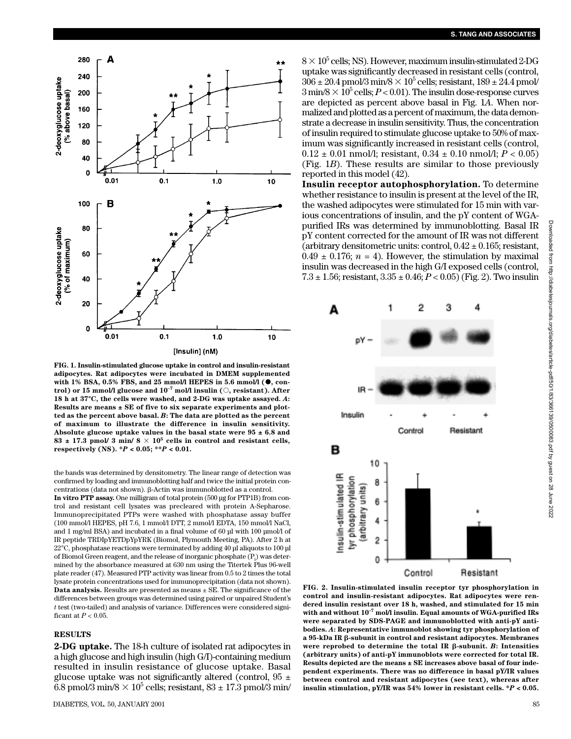FIG. 1. Insulin-stimulated glucose uptake in control and insulin-resistant adipocytes. Rat adipocytes were incubated in DMEM supplemented with 1% BSA, 0.5% FBS, and 25 mmol/l HEPES in 5.6 mmol/l (●, control) or 15 mmol/l glucose and $10^{-7}$ mol/l insulin (○, resistant). After 18 h at 37°C, the cells were washed, and 2-DG was uptake assayed. *A*: Results are means ± SE of five to six separate experiments and plotted as the percent above basal. *B*: The data are plotted as the percent of maximum to illustrate the difference in insulin sensitivity. Absolute glucose uptake values in the basal state were 95 ± 6.8 and 83 ± 17.3 pmol/ 3 min/ 8 × $10^5$ cells in control and resistant cells, respectively (NS). \*$P < 0.05$; \*\*$P < 0.01$.

the bands was determined by densitometry. The linear range of detection was confirmed by loading and immunoblotting half and twice the initial protein concentrations (data not shown). β-Actin was immunoblotted as a control.

**In vitro PTP assay.** One milligram of total protein (500 μg for PTP1B) from control and resistant cell lysates was precleared with protein A-Sepharose. Immunoprecipitated PTPs were washed with phosphatase assay buffer (100 mmol/l HEPES, pH 7.6, 1 mmol/l DTT, 2 mmol/l EDTA, 150 mmol/l NaCl, and 1 mg/ml BSA) and incubated in a final volume of 60 μl with 100 μmol/l of IR peptide TRDIpYETDpYpYRK (Biomol, Plymouth Meeting, PA). After 2 h at 22°C, phosphatase reactions were terminated by adding 40 μl aliquots to 100 μl of Biomol Green reagent, and the release of inorganic phosphate ($P_i$) was determined by the absorbance measured at 630 nm using the Titertek Plus 96-well plate reader (47). Measured PTP activity was linear from 0.5 to 2 times the total lysate protein concentrations used for immunoprecipitation (data not shown).

**Data analysis.** Results are presented as means ± SE. The significance of the differences between groups was determined using paired or unpaired Student's *t* test (two-tailed) and analysis of variance. Differences were considered significant at $P < 0.05$.

## RESULTS

**2-DG uptake.** The 18-h culture of isolated rat adipocytes in a high glucose and high insulin (high G/I)-containing medium resulted in insulin resistance of glucose uptake. Basal glucose uptake was not significantly altered (control, 95 ± 6.8 pmol/3 min/8 × $10^5$ cells; resistant, 83 ± 17.3 pmol/3 min/8 × $10^5$ cells; NS). However, maximum insulin-stimulated 2-DG uptake was significantly decreased in resistant cells (control, 306 ± 20.4 pmol/3 min/8 × $10^5$ cells; resistant, 189 ± 24.4 pmol/3 min/8 × $10^5$ cells; $P < 0.01$). The insulin dose-response curves are depicted as percent above basal in Fig. 1*A*. When normalized and plotted as a percent of maximum, the data demonstrate a decrease in insulin sensitivity. Thus, the concentration of insulin required to stimulate glucose uptake to 50% of maximum was significantly increased in resistant cells (control, 0.12 ± 0.01 nmol/l; resistant, 0.34 ± 0.10 nmol/l; $P < 0.05$) (Fig. 1*B*). These results are similar to those previously reported in this model (42).

**Insulin receptor autophosphorylation.** To determine whether resistance to insulin is present at the level of the IR, the washed adipocytes were stimulated for 15 min with various concentrations of insulin, and the pY content of WGA-purified IRs was determined by immunoblotting. Basal IR pY content corrected for the amount of IR was not different (arbitrary densitometric units: control, 0.42 ± 0.165; resistant, 0.49 ± 0.176; $n = 4$). However, the stimulation by maximal insulin was decreased in the high G/I exposed cells (control, 7.3 ± 1.56; resistant, 3.35 ± 0.46; $P < 0.05$) (Fig. 2). Two insulin

FIG. 2. Insulin-stimulated insulin receptor tyr phosphorylation in control and insulin-resistant adipocytes. Rat adipocytes were rendered insulin resistant over 18 h, washed, and stimulated for 15 min with and without $10^{-7}$ mol/l insulin. Equal amounts of WGA-purified IRs were separated by SDS-PAGE and immunoblotted with anti-pY antibodies. *A*: Representative immunoblot showing tyr phosphorylation of a 95-kDa IR β-subunit in control and resistant adipocytes. Membranes were reprobed to determine the total IR β-subunit. *B*: Intensities (arbitrary units) of anti-pY immunoblots were corrected for total IR. Results depicted are the means ± SE increases above basal of four independent experiments. There was no difference in basal pY/IR values between control and resistant adipocytes (see text), whereas after insulin stimulation, pY/IR was 54% lower in resistant cells. \*$P < 0.05$.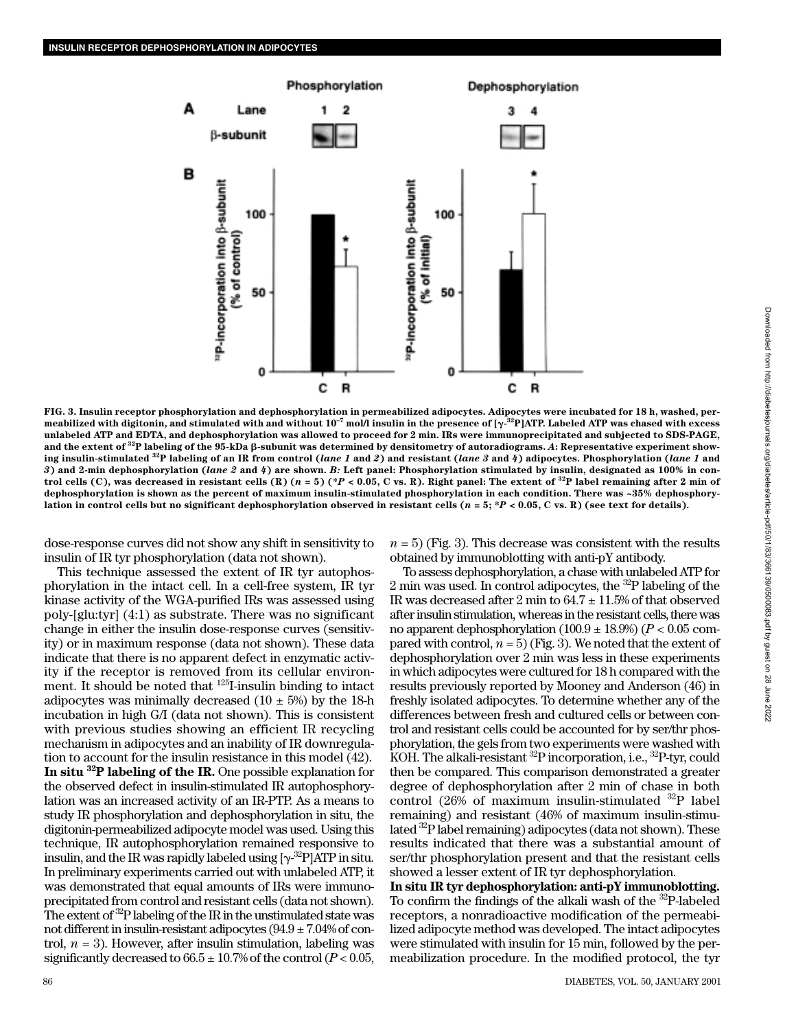FIG. 3. Insulin receptor phosphorylation and dephosphorylation in permeabilized adipocytes. Adipocytes were incubated for 18 h, washed, permeabilized with digitonin, and stimulated with and without $10^{-7}$ mol/l insulin in the presence of [γ-$^{32}$P]ATP. Labeled ATP was chased with excess unlabeled ATP and EDTA, and dephosphorylation was allowed to proceed for 2 min. IRs were immunoprecipitated and subjected to SDS-PAGE, and the extent of $^{32}$P labeling of the 95-kDa β-subunit was determined by densitometry of autoradiograms. *A*: Representative experiment showing insulin-stimulated $^{32}$P labeling of an IR from control (*lane 1* and *2*) and resistant (*lane 3* and *4*) adipocytes. Phosphorylation (*lane 1* and *3*) and 2-min dephosphorylation (*lane 2* and *4*) are shown. *B*: Left panel: Phosphorylation stimulated by insulin, designated as 100% in control cells (C), was decreased in resistant cells (R) ($n$ = 5) (*$P$ < 0.05, C vs. R). Right panel: The extent of $^{32}$P label remaining after 2 min of dephosphorylation is shown as the percent of maximum insulin-stimulated phosphorylation in each condition. There was ~35% dephosphorylation in control cells but no significant dephosphorylation observed in resistant cells ($n$ = 5; *$P$ < 0.05, C vs. R) (see text for details).

dose-response curves did not show any shift in sensitivity to insulin of IR tyr phosphorylation (data not shown).

This technique assessed the extent of IR tyr autophosphorylation in the intact cell. In a cell-free system, IR tyr kinase activity of the WGA-purified IRs was assessed using poly-[glu:tyr] (4:1) as substrate. There was no significant change in either the insulin dose-response curves (sensitivity) or in maximum response (data not shown). These data indicate that there is no apparent defect in enzymatic activity if the receptor is removed from its cellular environment. It should be noted that $^{125}$I-insulin binding to intact adipocytes was minimally decreased (10 ± 5%) by the 18-h incubation in high G/I (data not shown). This is consistent with previous studies showing an efficient IR recycling mechanism in adipocytes and an inability of IR downregulation to account for the insulin resistance in this model (42).

**In situ $^{32}$P labeling of the IR.** One possible explanation for the observed defect in insulin-stimulated IR autophosphorylation was an increased activity of an IR-PTP. As a means to study IR phosphorylation and dephosphorylation in situ, the digitonin-permeabilized adipocyte model was used. Using this technique, IR autophosphorylation remained responsive to insulin, and the IR was rapidly labeled using [γ-$^{32}$P]ATP in situ. In preliminary experiments carried out with unlabeled ATP, it was demonstrated that equal amounts of IRs were immunoprecipitated from control and resistant cells (data not shown). The extent of $^{32}$P labeling of the IR in the unstimulated state was not different in insulin-resistant adipocytes (94.9 ± 7.04% of control, $n$ = 3). However, after insulin stimulation, labeling was significantly decreased to 66.5 ± 10.7% of the control ($P$ < 0.05, $n$ = 5) (Fig. 3). This decrease was consistent with the results obtained by immunoblotting with anti-pY antibody.

To assess dephosphorylation, a chase with unlabeled ATP for 2 min was used. In control adipocytes, the $^{32}$P labeling of the IR was decreased after 2 min to 64.7 ± 11.5% of that observed after insulin stimulation, whereas in the resistant cells, there was no apparent dephosphorylation (100.9 ± 18.9%) ($P$ < 0.05 compared with control, $n$ = 5) (Fig. 3). We noted that the extent of dephosphorylation over 2 min was less in these experiments in which adipocytes were cultured for 18 h compared with the results previously reported by Mooney and Anderson (46) in freshly isolated adipocytes. To determine whether any of the differences between fresh and cultured cells or between control and resistant cells could be accounted for by ser/thr phosphorylation, the gels from two experiments were washed with KOH. The alkali-resistant $^{32}$P incorporation, i.e., $^{32}$P-tyr, could then be compared. This comparison demonstrated a greater degree of dephosphorylation after 2 min of chase in both control (26% of maximum insulin-stimulated $^{32}$P label remaining) and resistant (46% of maximum insulin-stimulated $^{32}$P label remaining) adipocytes (data not shown). These results indicated that there was a substantial amount of ser/thr phosphorylation present and that the resistant cells showed a lesser extent of IR tyr dephosphorylation.

**In situ IR tyr dephosphorylation: anti-pY immunoblotting.** To confirm the findings of the alkali wash of the $^{32}$P-labeled receptors, a nonradioactive modification of the permeabilized adipocyte method was developed. The intact adipocytes were stimulated with insulin for 15 min, followed by the permeabilization procedure. In the modified protocol, the tyr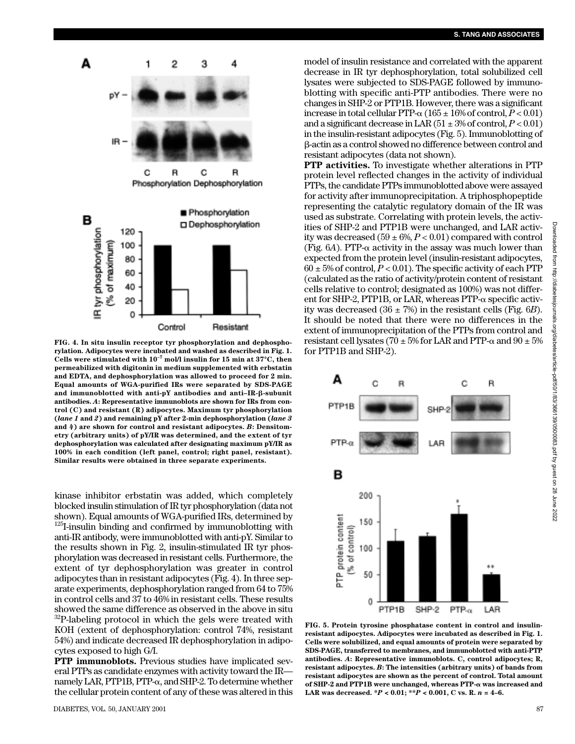FIG. 4. **In situ insulin receptor tyr phosphorylation and dephosphorylation. Adipocytes were incubated and washed as described in Fig. 1. Cells were stimulated with $10^{-7}$ mol/l insulin for 15 min at 37°C, then permeabilized with digitonin in medium supplemented with erbstatin and EDTA, and dephosphorylation was allowed to proceed for 2 min. Equal amounts of WGA-purified IRs were separated by SDS-PAGE and immunoblotted with anti-pY antibodies and anti–IR-β-subunit antibodies. *A*: Representative immunoblots are shown for IRs from control (C) and resistant (R) adipocytes. Maximum tyr phosphorylation (*lane 1* and *2*) and remaining pY after 2-min dephosphorylation (*lane 3* and *4*) are shown for control and resistant adipocytes. *B*: Densitometry (arbitrary units) of pY/IR was determined, and the extent of tyr dephosphorylation was calculated after designating maximum pY/IR as 100% in each condition (left panel, control; right panel, resistant). Similar results were obtained in three separate experiments.**

kinase inhibitor erbstatin was added, which completely blocked insulin stimulation of IR tyr phosphorylation (data not shown). Equal amounts of WGA-purified IRs, determined by $^{125}$I-insulin binding and confirmed by immunoblotting with anti-IR antibody, were immunoblotted with anti-pY. Similar to the results shown in Fig. 2, insulin-stimulated IR tyr phosphorylation was decreased in resistant cells. Furthermore, the extent of tyr dephosphorylation was greater in control adipocytes than in resistant adipocytes (Fig. 4). In three separate experiments, dephosphorylation ranged from 64 to 75% in control cells and 37 to 46% in resistant cells. These results showed the same difference as observed in the above in situ $^{32}$P-labeling protocol in which the gels were treated with KOH (extent of dephosphorylation: control 74%, resistant 54%) and indicate decreased IR dephosphorylation in adipocytes exposed to high G/I.

**PTP immunoblots.** Previous studies have implicated several PTPs as candidate enzymes with activity toward the IR—namely LAR, PTP1B, PTP-α, and SHP-2. To determine whether the cellular protein content of any of these was altered in this model of insulin resistance and correlated with the apparent decrease in IR tyr dephosphorylation, total solubilized cell lysates were subjected to SDS-PAGE followed by immunoblotting with specific anti-PTP antibodies. There were no changes in SHP-2 or PTP1B. However, there was a significant increase in total cellular PTP-α (165 ± 16% of control, $P < 0.01$) and a significant decrease in LAR (51 ± 3% of control, $P < 0.01$) in the insulin-resistant adipocytes (Fig. 5). Immunoblotting of β-actin as a control showed no difference between control and resistant adipocytes (data not shown).

**PTP activities.** To investigate whether alterations in PTP protein level reflected changes in the activity of individual PTPs, the candidate PTPs immunoblotted above were assayed for activity after immunoprecipitation. A triphosphopeptide representing the catalytic regulatory domain of the IR was used as substrate. Correlating with protein levels, the activities of SHP-2 and PTP1B were unchanged, and LAR activity was decreased (59 ± 6%, $P < 0.01$) compared with control (Fig. 6*A*). PTP-α activity in the assay was much lower than expected from the protein level (insulin-resistant adipocytes, 60 ± 5% of control, $P < 0.01$). The specific activity of each PTP (calculated as the ratio of activity/protein content of resistant cells relative to control; designated as 100%) was not different for SHP-2, PTP1B, or LAR, whereas PTP-α specific activity was decreased (36 ± 7%) in the resistant cells (Fig. 6*B*). It should be noted that there were no differences in the extent of immunoprecipitation of the PTPs from control and resistant cell lysates (70 ± 5% for LAR and PTP-α and 90 ± 5% for PTP1B and SHP-2).

FIG. 5. **Protein tyrosine phosphatase content in control and insulin-resistant adipocytes. Adipocytes were incubated as described in Fig. 1. Cells were solubilized, and equal amounts of protein were separated by SDS-PAGE, transferred to membranes, and immunoblotted with anti-PTP antibodies. *A*: Representative immunoblots. C, control adipocytes; R, resistant adipocytes. *B*: The intensities (arbitrary units) of bands from resistant adipocytes are shown as the percent of control. Total amount of SHP-2 and PTP1B were unchanged, whereas PTP-α was increased and LAR was decreased. *$P < 0.01$; **$P < 0.001$, C vs. R. $n$ = 4–6.**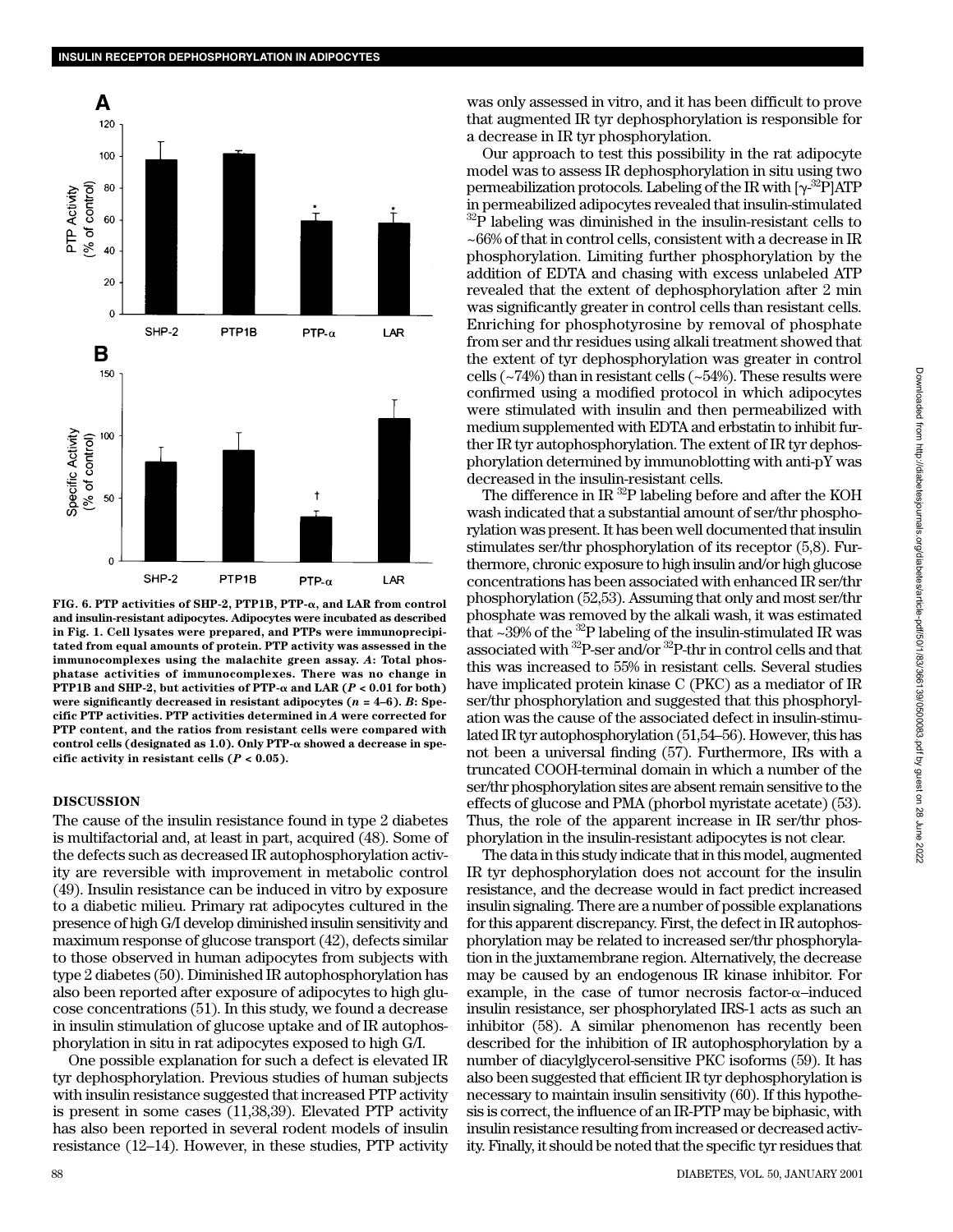FIG. 6. PTP activities of SHP-2, PTP1B, PTP-α, and LAR from control and insulin-resistant adipocytes. Adipocytes were incubated as described in Fig. 1. Cell lysates were prepared, and PTPs were immunoprecipitated from equal amounts of protein. PTP activity was assessed in the immunocomplexes using the malachite green assay. *A*: Total phosphatase activities of immunocomplexes. There was no change in PTP1B and SHP-2, but activities of PTP-α and LAR ($P < 0.01$ for both) were significantly decreased in resistant adipocytes ($n$ = 4–6). *B*: Specific PTP activities. PTP activities determined in *A* were corrected for PTP content, and the ratios from resistant cells were compared with control cells (designated as 1.0). Only PTP-α showed a decrease in specific activity in resistant cells ($P < 0.05$).

## DISCUSSION

The cause of the insulin resistance found in type 2 diabetes is multifactorial and, at least in part, acquired (48). Some of the defects such as decreased IR autophosphorylation activity are reversible with improvement in metabolic control (49). Insulin resistance can be induced in vitro by exposure to a diabetic milieu. Primary rat adipocytes cultured in the presence of high G/I develop diminished insulin sensitivity and maximum response of glucose transport (42), defects similar to those observed in human adipocytes from subjects with type 2 diabetes (50). Diminished IR autophosphorylation has also been reported after exposure of adipocytes to high glucose concentrations (51). In this study, we found a decrease in insulin stimulation of glucose uptake and of IR autophosphorylation in situ in rat adipocytes exposed to high G/I.

One possible explanation for such a defect is elevated IR tyr dephosphorylation. Previous studies of human subjects with insulin resistance suggested that increased PTP activity is present in some cases (11,38,39). Elevated PTP activity has also been reported in several rodent models of insulin resistance (12–14). However, in these studies, PTP activity was only assessed in vitro, and it has been difficult to prove that augmented IR tyr dephosphorylation is responsible for a decrease in IR tyr phosphorylation.

Our approach to test this possibility in the rat adipocyte model was to assess IR dephosphorylation in situ using two permeabilization protocols. Labeling of the IR with [$\gamma$-$^{32}$P]ATP in permeabilized adipocytes revealed that insulin-stimulated $^{32}$P labeling was diminished in the insulin-resistant cells to ~66% of that in control cells, consistent with a decrease in IR phosphorylation. Limiting further phosphorylation by the addition of EDTA and chasing with excess unlabeled ATP revealed that the extent of dephosphorylation after 2 min was significantly greater in control cells than resistant cells. Enriching for phosphotyrosine by removal of phosphate from ser and thr residues using alkali treatment showed that the extent of tyr dephosphorylation was greater in control cells (~74%) than in resistant cells (~54%). These results were confirmed using a modified protocol in which adipocytes were stimulated with insulin and then permeabilized with medium supplemented with EDTA and erbstatin to inhibit further IR tyr autophosphorylation. The extent of IR tyr dephosphorylation determined by immunoblotting with anti-pY was decreased in the insulin-resistant cells.

The difference in IR $^{32}$P labeling before and after the KOH wash indicated that a substantial amount of ser/thr phosphorylation was present. It has been well documented that insulin stimulates ser/thr phosphorylation of its receptor (5,8). Furthermore, chronic exposure to high insulin and/or high glucose concentrations has been associated with enhanced IR ser/thr phosphorylation (52,53). Assuming that only and most ser/thr phosphate was removed by the alkali wash, it was estimated that ~39% of the $^{32}$P labeling of the insulin-stimulated IR was associated with $^{32}$P-ser and/or $^{32}$P-thr in control cells and that this was increased to 55% in resistant cells. Several studies have implicated protein kinase C (PKC) as a mediator of IR ser/thr phosphorylation and suggested that this phosphorylation was the cause of the associated defect in insulin-stimulated IR tyr autophosphorylation (51,54–56). However, this has not been a universal finding (57). Furthermore, IRs with a truncated COOH-terminal domain in which a number of the ser/thr phosphorylation sites are absent remain sensitive to the effects of glucose and PMA (phorbol myristate acetate) (53). Thus, the role of the apparent increase in IR ser/thr phosphorylation in the insulin-resistant adipocytes is not clear.

The data in this study indicate that in this model, augmented IR tyr dephosphorylation does not account for the insulin resistance, and the decrease would in fact predict increased insulin signaling. There are a number of possible explanations for this apparent discrepancy. First, the defect in IR autophosphorylation may be related to increased ser/thr phosphorylation in the juxtamembrane region. Alternatively, the decrease may be caused by an endogenous IR kinase inhibitor. For example, in the case of tumor necrosis factor-α–induced insulin resistance, ser phosphorylated IRS-1 acts as such an inhibitor (58). A similar phenomenon has recently been described for the inhibition of IR autophosphorylation by a number of diacylglycerol-sensitive PKC isoforms (59). It has also been suggested that efficient IR tyr dephosphorylation is necessary to maintain insulin sensitivity (60). If this hypothesis is correct, the influence of an IR-PTP may be biphasic, with insulin resistance resulting from increased or decreased activity. Finally, it should be noted that the specific tyr residues that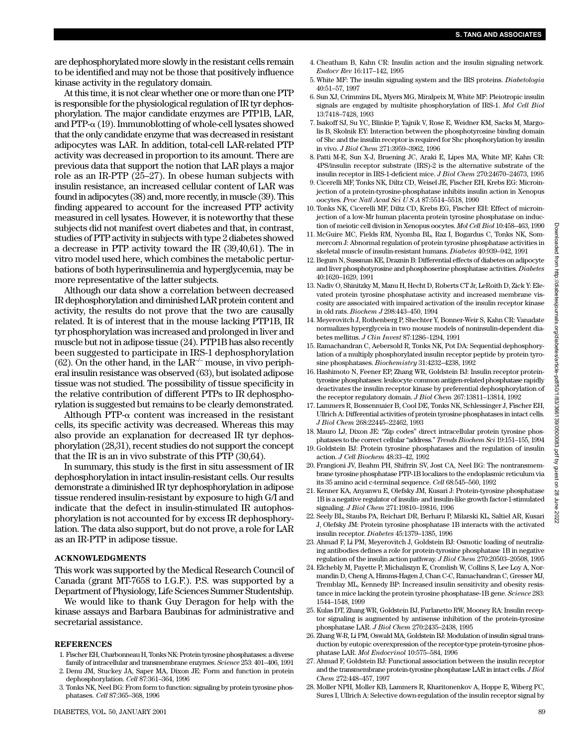are dephosphorylated more slowly in the resistant cells remain to be identified and may not be those that positively influence kinase activity in the regulatory domain.

At this time, it is not clear whether one or more than one PTP is responsible for the physiological regulation of IR tyr dephosphorylation. The major candidate enzymes are PTP1B, LAR, and PTP-$\alpha$ (19). Immunoblotting of whole-cell lysates showed that the only candidate enzyme that was decreased in resistant adipocytes was LAR. In addition, total-cell LAR-related PTP activity was decreased in proportion to its amount. There are previous data that support the notion that LAR plays a major role as an IR-PTP (25–27). In obese human subjects with insulin resistance, an increased cellular content of LAR was found in adipocytes (38) and, more recently, in muscle (39). This finding appeared to account for the increased PTP activity measured in cell lysates. However, it is noteworthy that these subjects did not manifest overt diabetes and that, in contrast, studies of PTP activity in subjects with type 2 diabetes showed a decrease in PTP activity toward the IR (39,40,61). The in vitro model used here, which combines the metabolic perturbations of both hyperinsulinemia and hyperglycemia, may be more representative of the latter subjects.

Although our data show a correlation between decreased IR dephosphorylation and diminished LAR protein content and activity, the results do not prove that the two are causally related. It is of interest that in the mouse lacking PTP1B, IR tyr phosphorylation was increased and prolonged in liver and muscle but not in adipose tissue (24). PTP1B has also recently been suggested to participate in IRS-1 dephosphorylation (62). On the other hand, in the $LAR^{-/-}$ mouse, in vivo peripheral insulin resistance was observed (63), but isolated adipose tissue was not studied. The possibility of tissue specificity in the relative contribution of different PTPs to IR dephosphorylation is suggested but remains to be clearly demonstrated.

Although PTP-$\alpha$ content was increased in the resistant cells, its specific activity was decreased. Whereas this may also provide an explanation for decreased IR tyr dephosphorylation (28,31), recent studies do not support the concept that the IR is an in vivo substrate of this PTP (30,64).

In summary, this study is the first in situ assessment of IR dephosphorylation in intact insulin-resistant cells. Our results demonstrate a diminished IR tyr dephosphorylation in adipose tissue rendered insulin-resistant by exposure to high G/I and indicate that the defect in insulin-stimulated IR autophosphorylation is not accounted for by excess IR dephosphorylation. The data also support, but do not prove, a role for LAR as an IR-PTP in adipose tissue.

## ACKNOWLEDGMENTS

This work was supported by the Medical Research Council of Canada (grant MT-7658 to I.G.F.). P.S. was supported by a Department of Physiology, Life Sciences Summer Studentship.

We would like to thank Guy Deragon for help with the kinase assays and Barbara Baubinas for administrative and secretarial assistance.

## REFERENCES

1. Fischer EH, Charbonneau H, Tonks NK: Protein tyrosine phosphatases: a diverse family of intracellular and transmembrane enzymes. *Science* 253: 401–406, 1991
2. Denu JM, Stuckey JA, Saper MA, Dixon JE: Form and function in protein dephosphorylation. *Cell* 87:361–364, 1996
3. Tonks NK, Neel BG: From form to function: signaling by protein tyrosine phosphatases. *Cell* 87:365–368, 1996
4. Cheatham B, Kahn CR: Insulin action and the insulin signaling network. *Endocr Rev* 16:117–142, 1995
5. White MF: The insulin signaling system and the IRS proteins. *Diabetologia* 40:51–57, 1997
6. Sun XJ, Crimmins DL, Myers MG, Miralpeix M, White MF: Pleiotropic insulin signals are engaged by multisite phosphorylation of IRS-1. *Mol Cell Biol* 13:7418–7428, 1993
7. Isakoff SJ, Su YC, Blinkie P, Yajnik V, Rose E, Weidner KM, Sacks M, Margolis B, Skolnik EY: Interaction between the phosphotyrosine binding domain of Shc and the insulin receptor is required for Shc phosphorylation by insulin in vivo. *J Biol Chem* 271:3959–3962, 1996
8. Patti M-E, Sun X-J, Bruening JC, Araki E, Lipes MA, White MF, Kahn CR: 4PS/insulin receptor substrate (IRS)-2 is the alternative substrate of the insulin receptor in IRS-1-deficient mice. *J Biol Chem* 270:24670–24673, 1995
9. Cicerelli MF, Tonks NK, Diltz CD, Weisel JE, Fischer EH, Krebs EG: Microinjection of a protein-tyrosine-phosphatase inhibits insulin action in Xenopus oocytes. *Proc Natl Acad Sci U S A* 87:5514–5518, 1990
10. Tonks NK, Cicerelli MF, Diltz CD, Krebs EG, Fischer EH: Effect of microinjection of a low-Mr human placenta protein tyrosine phosphatase on induction of meiotic cell division in Xenopus oocytes. *Mol Cell Biol* 10:458–463, 1990
11. McGuire MC, Fields RM, Nyomba BL, Raz I, Bogardus C, Tonks NK, Sommercorn J: Abnormal regulation of protein tyrosine phosphatase activities in skeletal muscle of insulin-resistant humans. *Diabetes* 40:939–942, 1991
12. Begum N, Sussman KE, Draznin B: Differential effects of diabetes on adipocyte and liver phosphotyrosine and phosphoserine phosphatase activities. *Diabetes* 40:1620–1629, 1991
13. Nadiv O, Shinitzky M, Manu H, Hecht D, Roberts CT Jr, LeRoith D, Zick Y: Elevated protein tyrosine phosphatase activity and increased membrane viscosity are associated with impaired activation of the insulin receptor kinase in old rats. *Biochem J* 298:443–450, 1994
14. Meyerovitch J, Rothenberg P, Shechter Y, Bonner-Weir S, Kahn CR: Vanadate normalizes hyperglyceia in two mouse models of noninsulin-dependent diabetes mellitus. *J Clin Invest* 87:1286–1294, 1991
15. Ramachandran C, Aebersold R, Tonks NK, Pot DA: Sequential dephosphorylation of a multiply phosphorylated insulin receptor peptide by protein tyrosine phosphatases. *Biochemistry* 31:4232–4238, 1992
16. Hashimoto N, Feener EP, Zhang WR, Goldstein BJ: Insulin receptor protein-tyrosine phosphatases: leukocyte common antigen-related phosphatase rapidly deactivates the insulin receptor kinase by preferential dephosphorylation of the receptor regulatory domain. *J Biol Chem* 267:13811–13814, 1992
17. Lammers R, Bossenmaier B, Cool DE, Tonks NK, Schlessinger J, Fischer EH, Ullrich A: Differential activities of protein tyrosine phosphatases in intact cells. *J Biol Chem* 268:22445–22462, 1993
18. Mauro LJ, Dixon JE: "Zip codes" direct intracellular protein tyrosine phosphatases to the correct cellular "address." *Trends Biochem Sci* 19:151–155, 1994
19. Goldstein BJ: Protein tyrosine phosphatases and the regulation of insulin action. *J Cell Biochem* 48:33–42, 1992
20. Frangioni JV, Beahm PH, Shifrrin SV, Jost CA, Neel BG: The nontransmembrane tyrosine phosphatase PTP-1B localizes to the endoplasmic reticulum via its 35 amino acid c-terminal sequence. *Cell* 68:545–560, 1992
21. Kenner KA, Anyanwu E, Olefsky JM, Kusari J: Protein-tyrosine phosphatase 1B is a negative regulator of insulin- and insulin-like growth factor-1-stimulated signaling. *J Biol Chem* 271:19810–19816, 1996
22. Seely BL, Staubs PA, Reichart DR, Berharu P, Milarski KL, Saltiel AR, Kusari J, Olefsky JM: Protein tyrosine phosphatase 1B interacts with the activated insulin receptor. *Diabetes* 45:1379–1385, 1996
23. Ahmad F, Li PM, Meyerovitch J, Goldstein BJ: Osmotic loading of neutralizing antibodies defines a role for protein-tyrosine phosphatase 1B in negative regulation of the insulin action pathway. *J Biol Chem* 270:20503–20508, 1995
24. Elchebly M, Payette P, Michaliszyn E, Cromlish W, Collins S, Lee Loy A, Normandin D, Cheng A, Himms-Hagen J, Chan C-C, Ramachandran C, Gresser MJ, Tremblay ML, Kennedy BP: Increased insulin sensitivity and obesity resistance in mice lacking the protein tyrosine phosphatase-1B gene. *Science* 283: 1544–1548, 1999
25. Kulas DT, Zhang WR, Goldstein BJ, Furlanetto RW, Mooney RA: Insulin receptor signaling is augmented by antisense inhibition of the protein-tyrosine phosphatase LAR. *J Biol Chem* 270:2435–2438, 1995
26. Zhang W-R, Li PM, Oswald MA, Goldstein BJ: Modulation of insulin signal transduction by eutopic overexpression of the receptor-type protein-tyrosine phosphatase LAR. *Mol Endocrinol* 10:575–584, 1996
27. Ahmad F, Goldstein BJ: Functional association between the insulin receptor and the transmembrane protein-tyrosine phosphatase LAR in intact cells. *J Biol Chem* 272:448–457, 1997
28. Moller NPH, Moller KB, Lammers R, Kharitonenkov A, Hoppe E, Wiberg FC, Sures I, Ullrich A: Selective down-regulation of the insulin receptor signal by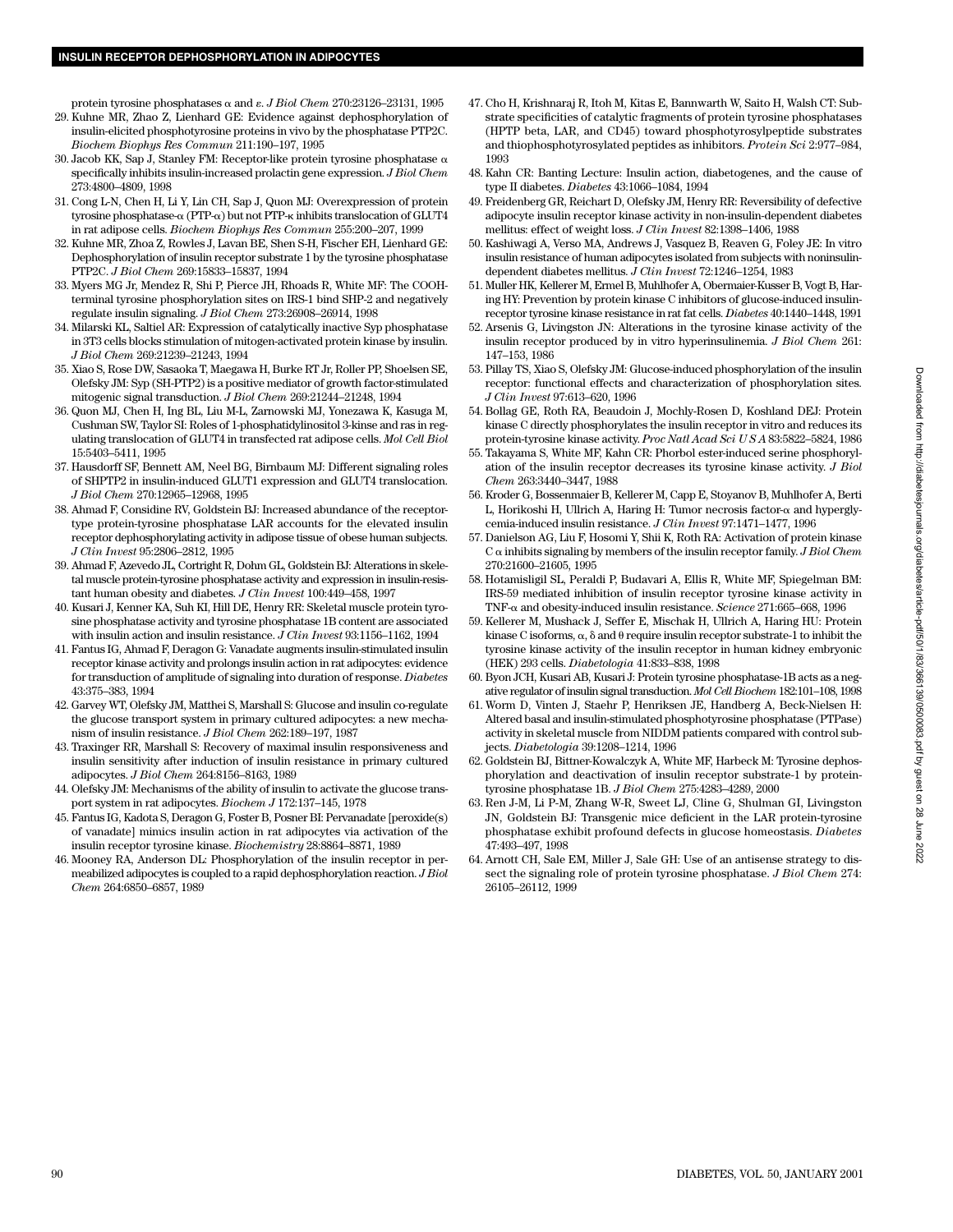protein tyrosine phosphatases α and ε. *J Biol Chem* 270:23126–23131, 1995

29. Kuhne MR, Zhao Z, Lienhard GE: Evidence against dephosphorylation of insulin-elicited phosphotyrosine proteins in vivo by the phosphatase PTP2C. *Biochem Biophys Res Commun* 211:190–197, 1995
30. Jacob KK, Sap J, Stanley FM: Receptor-like protein tyrosine phosphatase α specifically inhibits insulin-increased prolactin gene expression. *J Biol Chem* 273:4800–4809, 1998
31. Cong L-N, Chen H, Li Y, Lin CH, Sap J, Quon MJ: Overexpression of protein tyrosine phosphatase-α (PTP-α) but not PTP-κ inhibits translocation of GLUT4 in rat adipose cells. *Biochem Biophys Res Commun* 255:200–207, 1999
32. Kuhne MR, Zhoa Z, Rowles J, Lavan BE, Shen S-H, Fischer EH, Lienhard GE: Dephosphorylation of insulin receptor substrate 1 by the tyrosine phosphatase PTP2C. *J Biol Chem* 269:15833–15837, 1994
33. Myers MG Jr, Mendez R, Shi P, Pierce JH, Rhoads R, White MF: The COOH-terminal tyrosine phosphorylation sites on IRS-1 bind SHP-2 and negatively regulate insulin signaling. *J Biol Chem* 273:26908–26914, 1998
34. Milarski KL, Saltiel AR: Expression of catalytically inactive Syp phosphatase in 3T3 cells blocks stimulation of mitogen-activated protein kinase by insulin. *J Biol Chem* 269:21239–21243, 1994
35. Xiao S, Rose DW, Sasaoka T, Maegawa H, Burke TR Jr, Roller PP, Shoelsen SE, Olefsky JM: Syp (SH-PTP2) is a positive mediator of growth factor-stimulated mitogenic signal transduction. *J Biol Chem* 269:21244–21248, 1994
36. Quon MJ, Chen H, Ing BL, Liu M-L, Zarnowski MJ, Yonezawa K, Kasuga M, Cushman SW, Taylor SI: Roles of 1-phosphatidylinositol 3-kinse and ras in regulating translocation of GLUT4 in transfected rat adipose cells. *Mol Cell Biol* 15:5403–5411, 1995
37. Hausdorff SF, Bennett AM, Neel BG, Birnbaum MJ: Different signaling roles of SHPTP2 in insulin-induced GLUT1 expression and GLUT4 translocation. *J Biol Chem* 270:12965–12968, 1995
38. Ahmad F, Considine RV, Goldstein BJ: Increased abundance of the receptor-type protein-tyrosine phosphatase LAR accounts for the elevated insulin receptor dephosphorylating activity in adipose tissue of obese human subjects. *J Clin Invest* 95:2806–2812, 1995
39. Ahmad F, Azevedo JL, Cortright R, Dohm GL, Goldstein BJ: Alterations in skeletal muscle protein-tyrosine phosphatase activity and expression in insulin-resistant human obesity and diabetes. *J Clin Invest* 100:449–458, 1997
40. Kusari J, Kenner KA, Suh KI, Hill DE, Henry RR: Skeletal muscle protein tyrosine phosphatase activity and tyrosine phosphatase 1B content are associated with insulin action and insulin resistance. *J Clin Invest* 93:1156–1162, 1994
41. Fantus IG, Ahmad F, Deragon G: Vanadate augments insulin-stimulated insulin receptor kinase activity and prolongs insulin action in rat adipocytes: evidence for transduction of amplitude of signaling into duration of response. *Diabetes* 43:375–383, 1994
42. Garvey WT, Olefsky JM, Matthei S, Marshall S: Glucose and insulin co-regulate the glucose transport system in primary cultured adipocytes: a new mechanism of insulin resistance. *J Biol Chem* 262:189–197, 1987
43. Traxinger RR, Marshall S: Recovery of maximal insulin responsiveness and insulin sensitivity after induction of insulin resistance in primary cultured adipocytes. *J Biol Chem* 264:8156–8163, 1989
44. Olefsky JM: Mechanisms of the ability of insulin to activate the glucose transport system in rat adipocytes. *Biochem J* 172:137–145, 1978
45. Fantus IG, Kadota S, Deragon G, Foster B, Posner BI: Pervanadate [peroxide(s) of vanadate] mimics insulin action in rat adipocytes via activation of the insulin receptor tyrosine kinase. *Biochemistry* 28:8864–8871, 1989
46. Mooney RA, Anderson DL: Phosphorylation of the insulin receptor in permeabilized adipocytes is coupled to a rapid dephosphorylation reaction. *J Biol Chem* 264:6850–6857, 1989
47. Cho H, Krishnaraj R, Itoh M, Kitas E, Bannwarth W, Saito H, Walsh CT: Substrate specificities of catalytic fragments of protein tyrosine phosphatases (HPTP beta, LAR, and CD45) toward phosphotyrosylpeptide substrates and thiophosphotyrosylated peptides as inhibitors. *Protein Sci* 2:977–984, 1993
48. Kahn CR: Banting Lecture: Insulin action, diabetogenes, and the cause of type II diabetes. *Diabetes* 43:1066–1084, 1994
49. Freidenberg GR, Reichart D, Olefsky JM, Henry RR: Reversibility of defective adipocyte insulin receptor kinase activity in non-insulin-dependent diabetes mellitus: effect of weight loss. *J Clin Invest* 82:1398–1406, 1988
50. Kashiwagi A, Verso MA, Andrews J, Vasquez B, Reaven G, Foley JE: In vitro insulin resistance of human adipocytes isolated from subjects with noninsulin-dependent diabetes mellitus. *J Clin Invest* 72:1246–1254, 1983
51. Muller HK, Kellerer M, Ermel B, Muhlhofer A, Obermaier-Kusser B, Vogt B, Haring HY: Prevention by protein kinase C inhibitors of glucose-induced insulin-receptor tyrosine kinase resistance in rat fat cells. *Diabetes* 40:1440–1448, 1991
52. Arsenis G, Livingston JN: Alterations in the tyrosine kinase activity of the insulin receptor produced by in vitro hyperinsulinemia. *J Biol Chem* 261: 147–153, 1986
53. Pillay TS, Xiao S, Olefsky JM: Glucose-induced phosphorylation of the insulin receptor: functional effects and characterization of phosphorylation sites. *J Clin Invest* 97:613–620, 1996
54. Bollag GE, Roth RA, Beaudoin J, Mochly-Rosen D, Koshland DEJ: Protein kinase C directly phosphorylates the insulin receptor in vitro and reduces its protein-tyrosine kinase activity. *Proc Natl Acad Sci U S A* 83:5822–5824, 1986
55. Takayama S, White MF, Kahn CR: Phorbol ester-induced serine phosphorylation of the insulin receptor decreases its tyrosine kinase activity. *J Biol Chem* 263:3440–3447, 1988
56. Kroder G, Bossenmaier B, Kellerer M, Capp E, Stoyanov B, Muhlhofer A, Berti L, Horikoshi H, Ullrich A, Haring H: Tumor necrosis factor-α and hyperglycemia-induced insulin resistance. *J Clin Invest* 97:1471–1477, 1996
57. Danielson AG, Liu F, Hosomi Y, Shii K, Roth RA: Activation of protein kinase C α inhibits signaling by members of the insulin receptor family. *J Biol Chem* 270:21600–21605, 1995
58. Hotamisligil SL, Peraldi P, Budavari A, Ellis R, White MF, Spiegelman BM: IRS-59 mediated inhibition of insulin receptor tyrosine kinase activity in TNF-α and obesity-induced insulin resistance. *Science* 271:665–668, 1996
59. Kellerer M, Mushack J, Seffer E, Mischak H, Ullrich A, Haring HU: Protein kinase C isoforms, α, δ and θ require insulin receptor substrate-1 to inhibit the tyrosine kinase activity of the insulin receptor in human kidney embryonic (HEK) 293 cells. *Diabetologia* 41:833–838, 1998
60. Byon JCH, Kusari AB, Kusari J: Protein tyrosine phosphatase-1B acts as a negative regulator of insulin signal transduction. *Mol Cell Biochem* 182:101–108, 1998
61. Worm D, Vinten J, Staehr P, Henriksen JE, Handberg A, Beck-Nielsen H: Altered basal and insulin-stimulated phosphotyrosine phosphatase (PTPase) activity in skeletal muscle from NIDDM patients compared with control subjects. *Diabetologia* 39:1208–1214, 1996
62. Goldstein BJ, Bittner-Kowalczyk A, White MF, Harbeck M: Tyrosine dephosphorylation and deactivation of insulin receptor substrate-1 by protein-tyrosine phosphatase 1B. *J Biol Chem* 275:4283–4289, 2000
63. Ren J-M, Li P-M, Zhang W-R, Sweet LJ, Cline G, Shulman GI, Livingston JN, Goldstein BJ: Transgenic mice deficient in the LAR protein-tyrosine phosphatase exhibit profound defects in glucose homeostasis. *Diabetes* 47:493–497, 1998
64. Arnott CH, Sale EM, Miller J, Sale GH: Use of an antisense strategy to dissect the signaling role of protein tyrosine phosphatase. *J Biol Chem* 274: 26105–26112, 1999